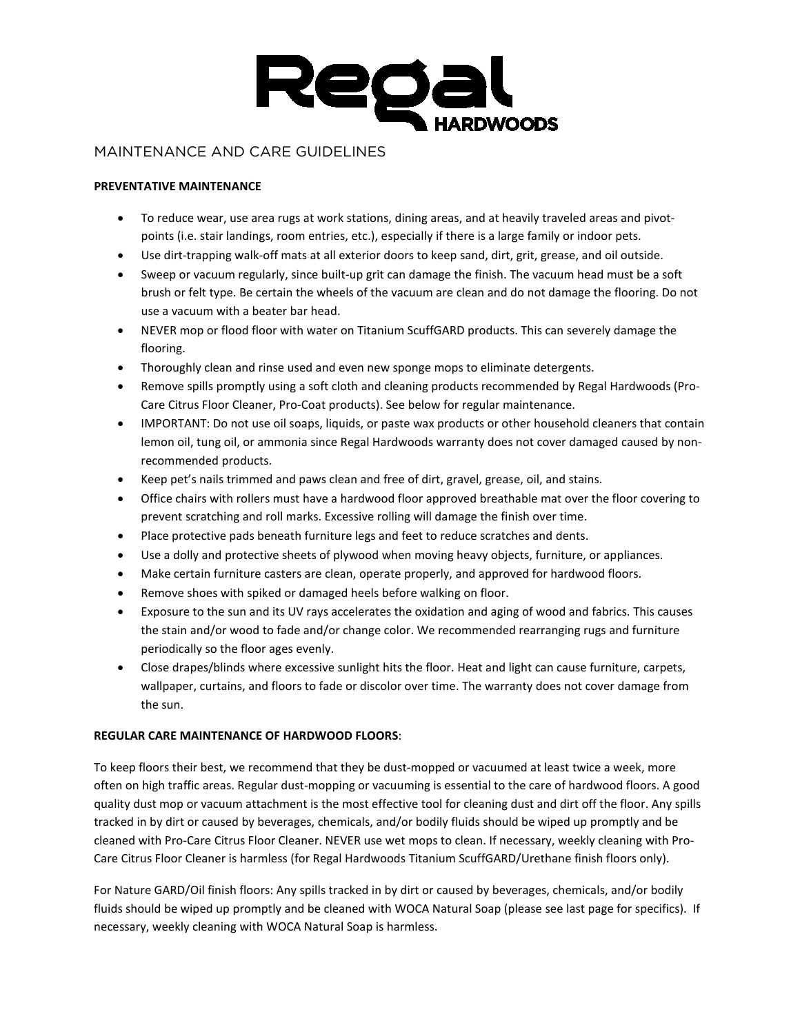# Regal HARDWOODS

## MAINTENANCE AND CARE GUIDELINES

**PREVENTATIVE MAINTENANCE**

- To reduce wear, use area rugs at work stations, dining areas, and at heavily traveled areas and pivot-points (i.e. stair landings, room entries, etc.), especially if there is a large family or indoor pets.
- Use dirt-trapping walk-off mats at all exterior doors to keep sand, dirt, grit, grease, and oil outside.
- Sweep or vacuum regularly, since built-up grit can damage the finish. The vacuum head must be a soft brush or felt type. Be certain the wheels of the vacuum are clean and do not damage the flooring. Do not use a vacuum with a beater bar head.
- NEVER mop or flood floor with water on Titanium ScuffGARD products. This can severely damage the flooring.
- Thoroughly clean and rinse used and even new sponge mops to eliminate detergents.
- Remove spills promptly using a soft cloth and cleaning products recommended by Regal Hardwoods (Pro-Care Citrus Floor Cleaner, Pro-Coat products). See below for regular maintenance.
- IMPORTANT: Do not use oil soaps, liquids, or paste wax products or other household cleaners that contain lemon oil, tung oil, or ammonia since Regal Hardwoods warranty does not cover damaged caused by non-recommended products.
- Keep pet's nails trimmed and paws clean and free of dirt, gravel, grease, oil, and stains.
- Office chairs with rollers must have a hardwood floor approved breathable mat over the floor covering to prevent scratching and roll marks. Excessive rolling will damage the finish over time.
- Place protective pads beneath furniture legs and feet to reduce scratches and dents.
- Use a dolly and protective sheets of plywood when moving heavy objects, furniture, or appliances.
- Make certain furniture casters are clean, operate properly, and approved for hardwood floors.
- Remove shoes with spiked or damaged heels before walking on floor.
- Exposure to the sun and its UV rays accelerates the oxidation and aging of wood and fabrics. This causes the stain and/or wood to fade and/or change color. We recommended rearranging rugs and furniture periodically so the floor ages evenly.
- Close drapes/blinds where excessive sunlight hits the floor. Heat and light can cause furniture, carpets, wallpaper, curtains, and floors to fade or discolor over time. The warranty does not cover damage from the sun.

**REGULAR CARE MAINTENANCE OF HARDWOOD FLOORS**:

To keep floors their best, we recommend that they be dust-mopped or vacuumed at least twice a week, more often on high traffic areas. Regular dust-mopping or vacuuming is essential to the care of hardwood floors. A good quality dust mop or vacuum attachment is the most effective tool for cleaning dust and dirt off the floor. Any spills tracked in by dirt or caused by beverages, chemicals, and/or bodily fluids should be wiped up promptly and be cleaned with Pro-Care Citrus Floor Cleaner. NEVER use wet mops to clean. If necessary, weekly cleaning with Pro-Care Citrus Floor Cleaner is harmless (for Regal Hardwoods Titanium ScuffGARD/Urethane finish floors only).

For Nature GARD/Oil finish floors: Any spills tracked in by dirt or caused by beverages, chemicals, and/or bodily fluids should be wiped up promptly and be cleaned with WOCA Natural Soap (please see last page for specifics). If necessary, weekly cleaning with WOCA Natural Soap is harmless.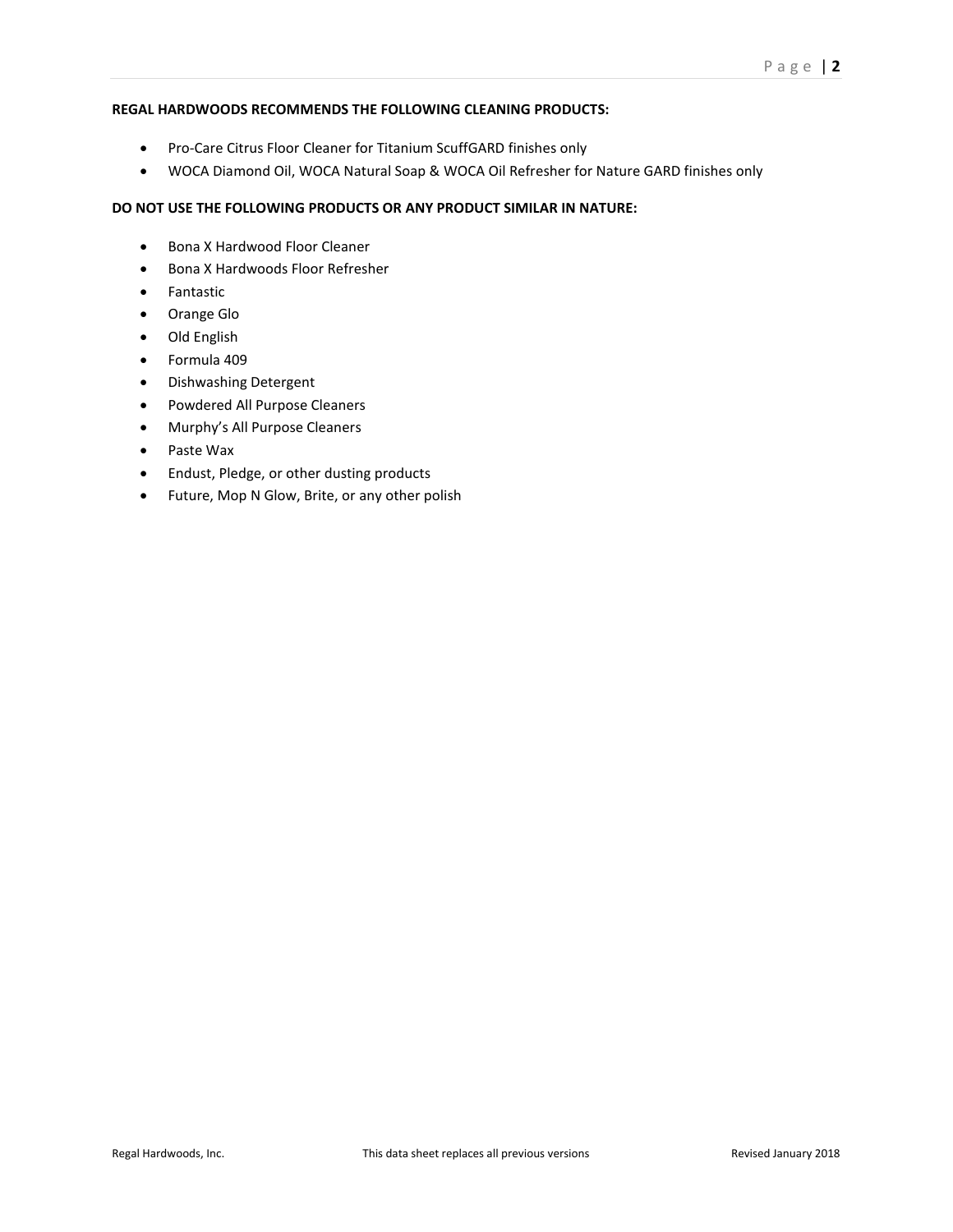**REGAL HARDWOODS RECOMMENDS THE FOLLOWING CLEANING PRODUCTS:**

- Pro-Care Citrus Floor Cleaner for Titanium ScuffGARD finishes only
- WOCA Diamond Oil, WOCA Natural Soap & WOCA Oil Refresher for Nature GARD finishes only

**DO NOT USE THE FOLLOWING PRODUCTS OR ANY PRODUCT SIMILAR IN NATURE:**

- Bona X Hardwood Floor Cleaner
- Bona X Hardwoods Floor Refresher
- Fantastic
- Orange Glo
- Old English
- Formula 409
- Dishwashing Detergent
- Powdered All Purpose Cleaners
- Murphy's All Purpose Cleaners
- Paste Wax
- Endust, Pledge, or other dusting products
- Future, Mop N Glow, Brite, or any other polish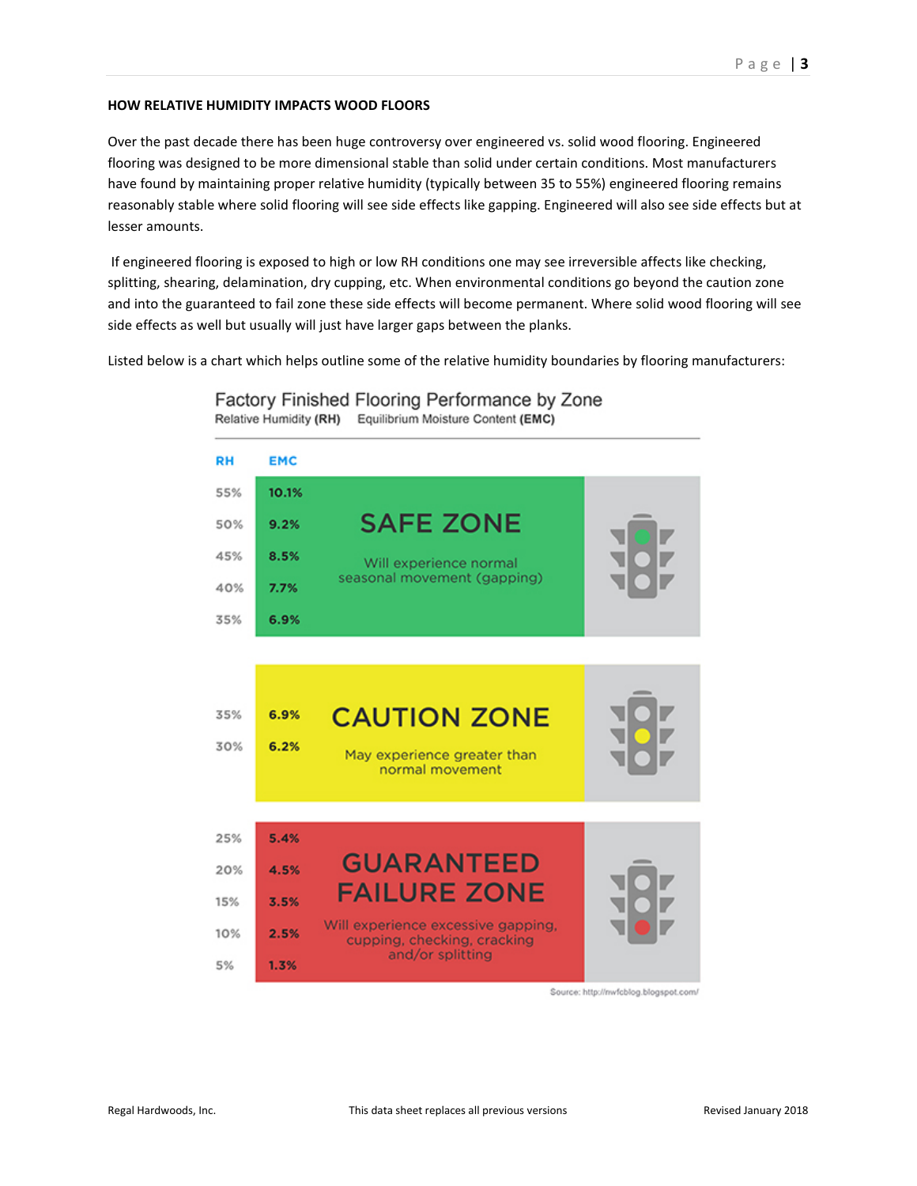### HOW RELATIVE HUMIDITY IMPACTS WOOD FLOORS

Over the past decade there has been huge controversy over engineered vs. solid wood flooring. Engineered flooring was designed to be more dimensional stable than solid under certain conditions. Most manufacturers have found by maintaining proper relative humidity (typically between 35 to 55%) engineered flooring remains reasonably stable where solid flooring will see side effects like gapping. Engineered will also see side effects but at lesser amounts.

If engineered flooring is exposed to high or low RH conditions one may see irreversible affects like checking, splitting, shearing, delamination, dry cupping, etc. When environmental conditions go beyond the caution zone and into the guaranteed to fail zone these side effects will become permanent. Where solid wood flooring will see side effects as well but usually will just have larger gaps between the planks.

Listed below is a chart which helps outline some of the relative humidity boundaries by flooring manufacturers:

**Factory Finished Flooring Performance by Zone**

Relative Humidity **(RH)** Equilibrium Moisture Content **(EMC)**

| RH | EMC | Zone |
|---|---|---|
| 55% | 10.1% | **SAFE ZONE** – Will experience normal seasonal movement (gapping) |
| 50% | 9.2% | |
| 45% | 8.5% | |
| 40% | 7.7% | |
| 35% | 6.9% | |
| 35% | 6.9% | **CAUTION ZONE** – May experience greater than normal movement |
| 30% | 6.2% | |
| 25% | 5.4% | **GUARANTEED FAILURE ZONE** – Will experience excessive gapping, cupping, checking, cracking and/or splitting |
| 20% | 4.5% | |
| 15% | 3.5% | |
| 10% | 2.5% | |
| 5% | 1.3% | |

Source: http://nwfcblog.blogspot.com/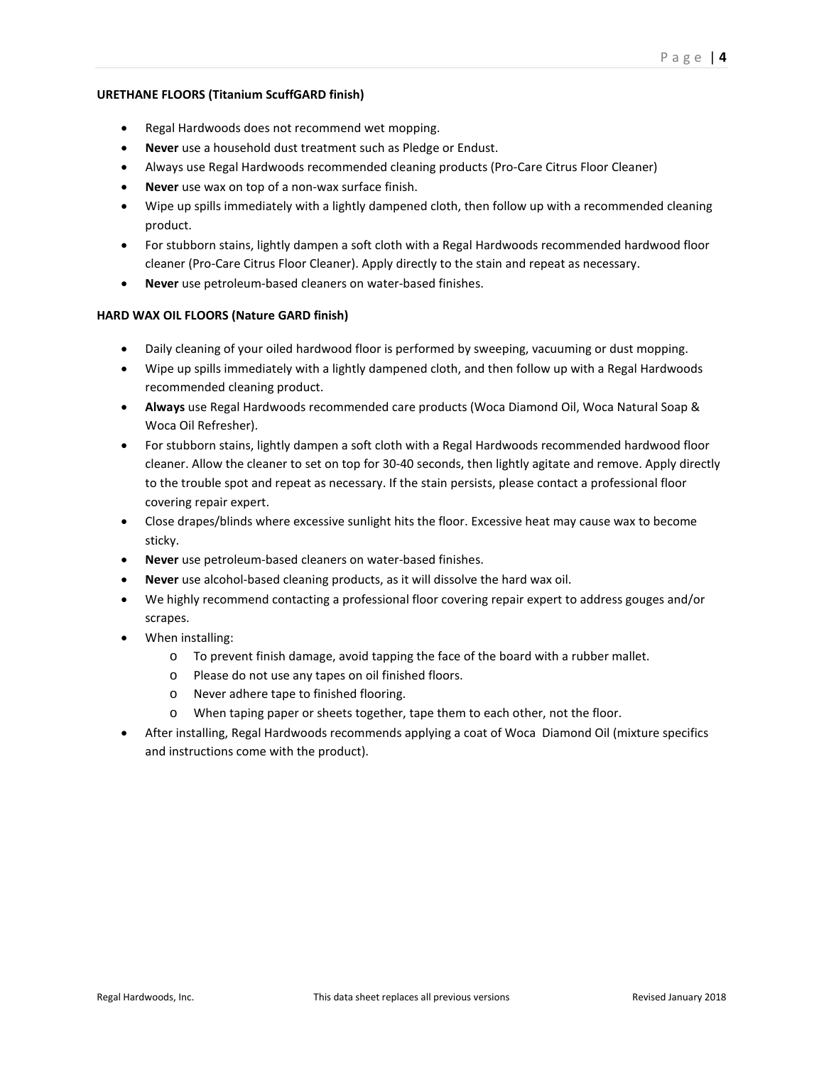**URETHANE FLOORS (Titanium ScuffGARD finish)**

- Regal Hardwoods does not recommend wet mopping.
- **Never** use a household dust treatment such as Pledge or Endust.
- Always use Regal Hardwoods recommended cleaning products (Pro-Care Citrus Floor Cleaner)
- **Never** use wax on top of a non-wax surface finish.
- Wipe up spills immediately with a lightly dampened cloth, then follow up with a recommended cleaning product.
- For stubborn stains, lightly dampen a soft cloth with a Regal Hardwoods recommended hardwood floor cleaner (Pro-Care Citrus Floor Cleaner). Apply directly to the stain and repeat as necessary.
- **Never** use petroleum-based cleaners on water-based finishes.

**HARD WAX OIL FLOORS (Nature GARD finish)**

- Daily cleaning of your oiled hardwood floor is performed by sweeping, vacuuming or dust mopping.
- Wipe up spills immediately with a lightly dampened cloth, and then follow up with a Regal Hardwoods recommended cleaning product.
- **Always** use Regal Hardwoods recommended care products (Woca Diamond Oil, Woca Natural Soap & Woca Oil Refresher).
- For stubborn stains, lightly dampen a soft cloth with a Regal Hardwoods recommended hardwood floor cleaner. Allow the cleaner to set on top for 30-40 seconds, then lightly agitate and remove. Apply directly to the trouble spot and repeat as necessary. If the stain persists, please contact a professional floor covering repair expert.
- Close drapes/blinds where excessive sunlight hits the floor. Excessive heat may cause wax to become sticky.
- **Never** use petroleum-based cleaners on water-based finishes.
- **Never** use alcohol-based cleaning products, as it will dissolve the hard wax oil.
- We highly recommend contacting a professional floor covering repair expert to address gouges and/or scrapes.
- When installing:
  - To prevent finish damage, avoid tapping the face of the board with a rubber mallet.
  - Please do not use any tapes on oil finished floors.
  - Never adhere tape to finished flooring.
  - When taping paper or sheets together, tape them to each other, not the floor.
- After installing, Regal Hardwoods recommends applying a coat of Woca Diamond Oil (mixture specifics and instructions come with the product).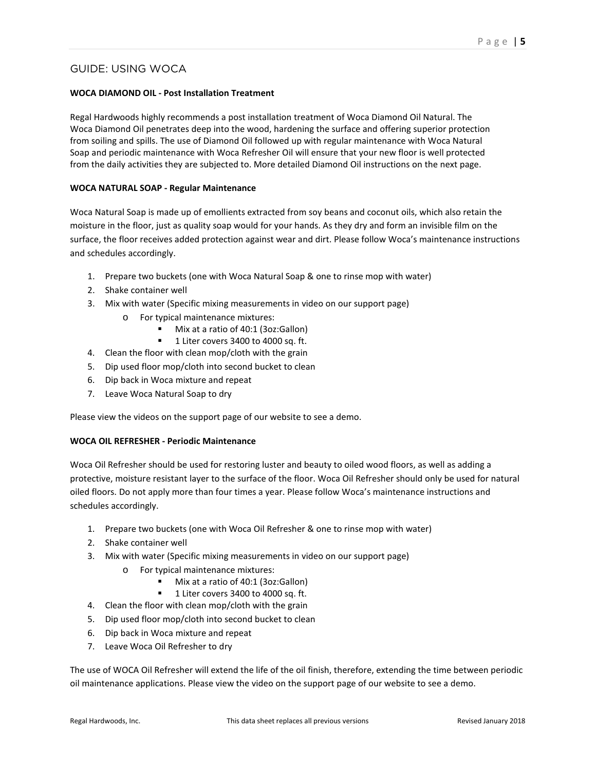## GUIDE: USING WOCA

**WOCA DIAMOND OIL - Post Installation Treatment**

Regal Hardwoods highly recommends a post installation treatment of Woca Diamond Oil Natural. The Woca Diamond Oil penetrates deep into the wood, hardening the surface and offering superior protection from soiling and spills. The use of Diamond Oil followed up with regular maintenance with Woca Natural Soap and periodic maintenance with Woca Refresher Oil will ensure that your new floor is well protected from the daily activities they are subjected to. More detailed Diamond Oil instructions on the next page.

**WOCA NATURAL SOAP - Regular Maintenance**

Woca Natural Soap is made up of emollients extracted from soy beans and coconut oils, which also retain the moisture in the floor, just as quality soap would for your hands. As they dry and form an invisible film on the surface, the floor receives added protection against wear and dirt. Please follow Woca's maintenance instructions and schedules accordingly.

1. Prepare two buckets (one with Woca Natural Soap & one to rinse mop with water)
2. Shake container well
3. Mix with water (Specific mixing measurements in video on our support page)
   - For typical maintenance mixtures:
     - Mix at a ratio of 40:1 (3oz:Gallon)
     - 1 Liter covers 3400 to 4000 sq. ft.
4. Clean the floor with clean mop/cloth with the grain
5. Dip used floor mop/cloth into second bucket to clean
6. Dip back in Woca mixture and repeat
7. Leave Woca Natural Soap to dry

Please view the videos on the support page of our website to see a demo.

**WOCA OIL REFRESHER - Periodic Maintenance**

Woca Oil Refresher should be used for restoring luster and beauty to oiled wood floors, as well as adding a protective, moisture resistant layer to the surface of the floor. Woca Oil Refresher should only be used for natural oiled floors. Do not apply more than four times a year. Please follow Woca's maintenance instructions and schedules accordingly.

1. Prepare two buckets (one with Woca Oil Refresher & one to rinse mop with water)
2. Shake container well
3. Mix with water (Specific mixing measurements in video on our support page)
   - For typical maintenance mixtures:
     - Mix at a ratio of 40:1 (3oz:Gallon)
     - 1 Liter covers 3400 to 4000 sq. ft.
4. Clean the floor with clean mop/cloth with the grain
5. Dip used floor mop/cloth into second bucket to clean
6. Dip back in Woca mixture and repeat
7. Leave Woca Oil Refresher to dry

The use of WOCA Oil Refresher will extend the life of the oil finish, therefore, extending the time between periodic oil maintenance applications. Please view the video on the support page of our website to see a demo.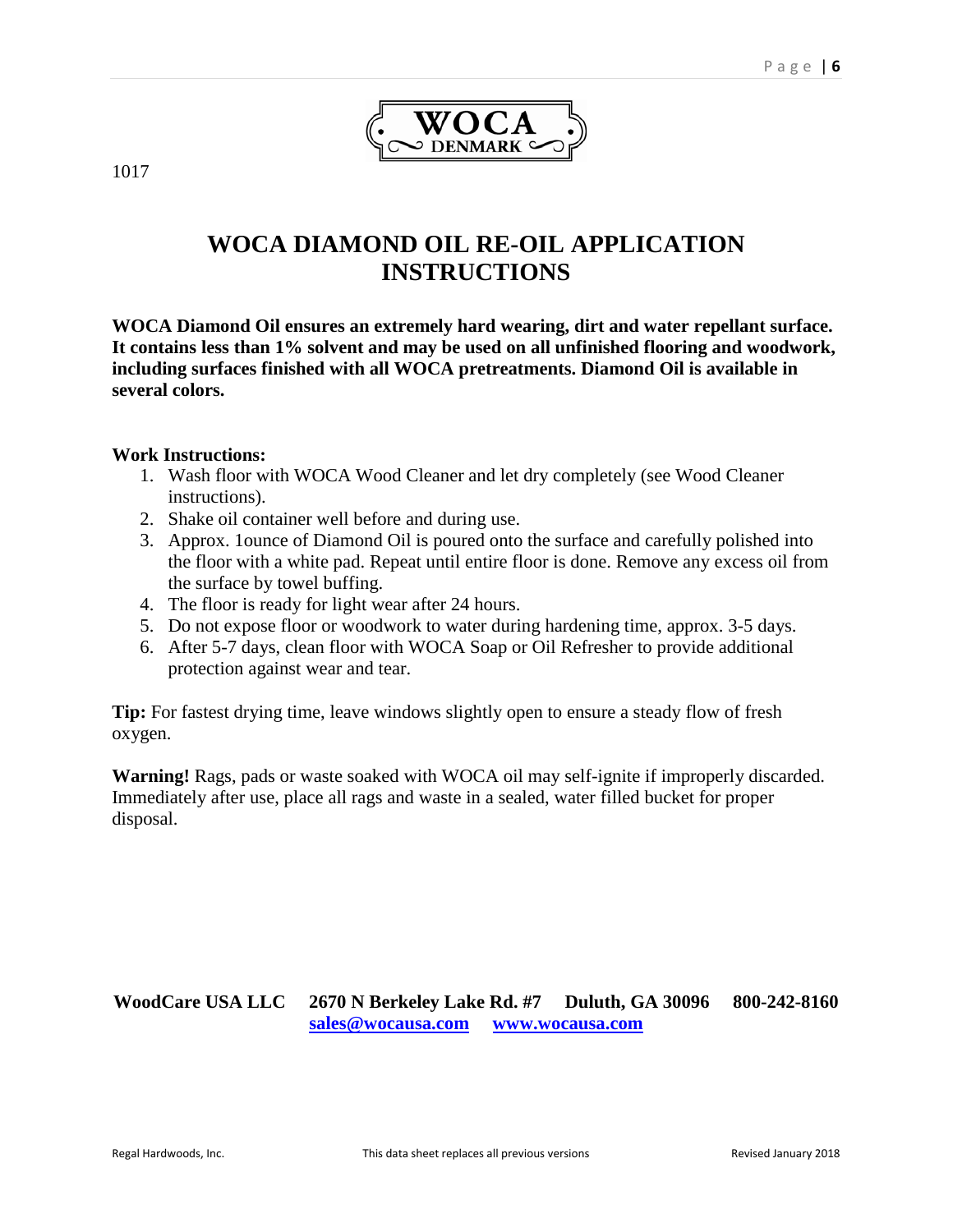WOCA DENMARK

1017

# WOCA DIAMOND OIL RE-OIL APPLICATION INSTRUCTIONS

**WOCA Diamond Oil ensures an extremely hard wearing, dirt and water repellant surface. It contains less than 1% solvent and may be used on all unfinished flooring and woodwork, including surfaces finished with all WOCA pretreatments. Diamond Oil is available in several colors.**

**Work Instructions:**

1. Wash floor with WOCA Wood Cleaner and let dry completely (see Wood Cleaner instructions).
2. Shake oil container well before and during use.
3. Approx. 1ounce of Diamond Oil is poured onto the surface and carefully polished into the floor with a white pad. Repeat until entire floor is done. Remove any excess oil from the surface by towel buffing.
4. The floor is ready for light wear after 24 hours.
5. Do not expose floor or woodwork to water during hardening time, approx. 3-5 days.
6. After 5-7 days, clean floor with WOCA Soap or Oil Refresher to provide additional protection against wear and tear.

**Tip:** For fastest drying time, leave windows slightly open to ensure a steady flow of fresh oxygen.

**Warning!** Rags, pads or waste soaked with WOCA oil may self-ignite if improperly discarded. Immediately after use, place all rags and waste in a sealed, water filled bucket for proper disposal.

**WoodCare USA LLC 2670 N Berkeley Lake Rd. #7 Duluth, GA 30096 800-242-8160**
**sales@wocausa.com www.wocausa.com**

Regal Hardwoods, Inc. This data sheet replaces all previous versions Revised January 2018